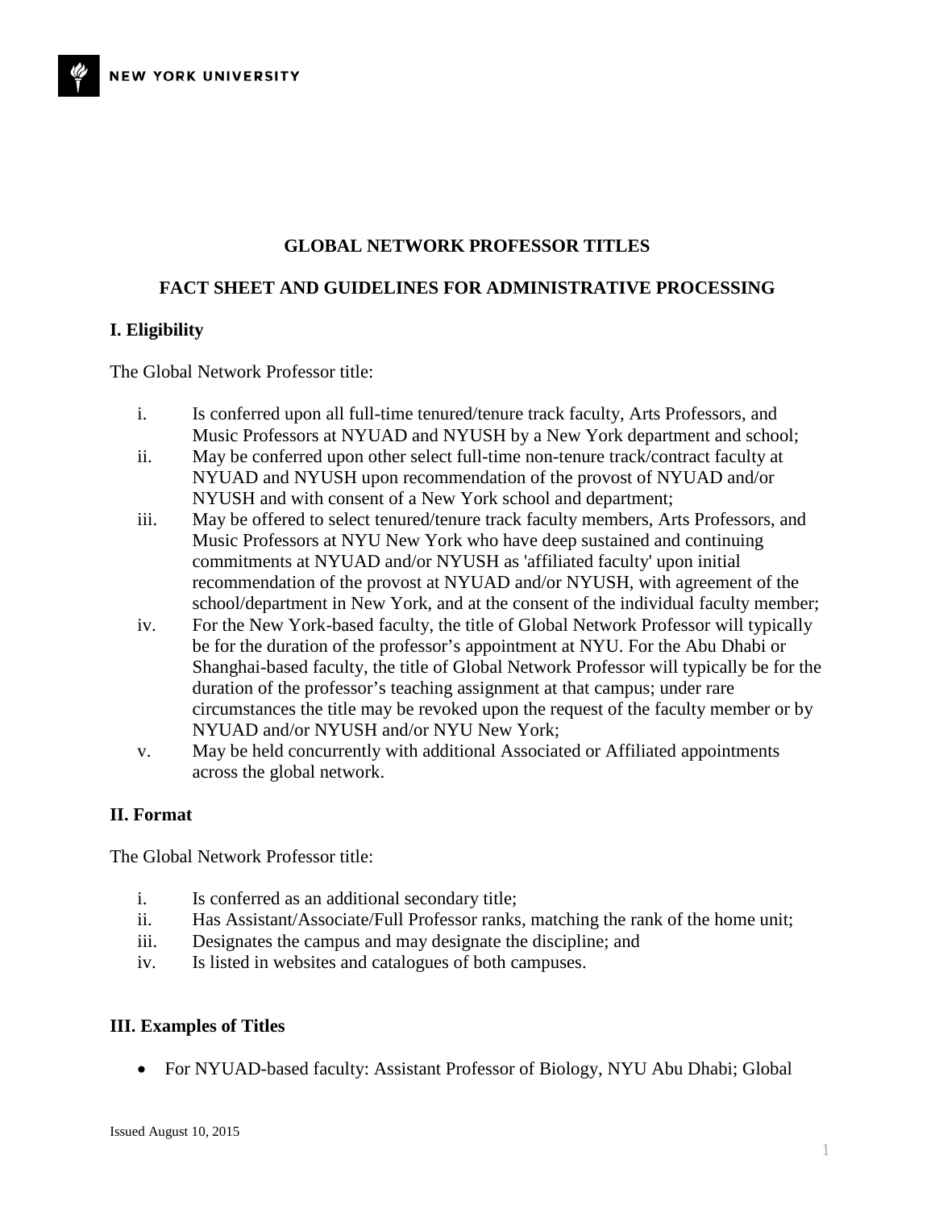NEW YORK UNIVERSITY

# GLOBAL NETWORK PROFESSOR TITLES

## FACT SHEET AND GUIDELINES FOR ADMINISTRATIVE PROCESSING

### I. Eligibility

The Global Network Professor title:

i. Is conferred upon all full-time tenured/tenure track faculty, Arts Professors, and Music Professors at NYUAD and NYUSH by a New York department and school;

ii. May be conferred upon other select full-time non-tenure track/contract faculty at NYUAD and NYUSH upon recommendation of the provost of NYUAD and/or NYUSH and with consent of a New York school and department;

iii. May be offered to select tenured/tenure track faculty members, Arts Professors, and Music Professors at NYU New York who have deep sustained and continuing commitments at NYUAD and/or NYUSH as 'affiliated faculty' upon initial recommendation of the provost at NYUAD and/or NYUSH, with agreement of the school/department in New York, and at the consent of the individual faculty member;

iv. For the New York-based faculty, the title of Global Network Professor will typically be for the duration of the professor's appointment at NYU. For the Abu Dhabi or Shanghai-based faculty, the title of Global Network Professor will typically be for the duration of the professor's teaching assignment at that campus; under rare circumstances the title may be revoked upon the request of the faculty member or by NYUAD and/or NYUSH and/or NYU New York;

v. May be held concurrently with additional Associated or Affiliated appointments across the global network.

### II. Format

The Global Network Professor title:

i. Is conferred as an additional secondary title;

ii. Has Assistant/Associate/Full Professor ranks, matching the rank of the home unit;

iii. Designates the campus and may designate the discipline; and

iv. Is listed in websites and catalogues of both campuses.

### III. Examples of Titles

- For NYUAD-based faculty: Assistant Professor of Biology, NYU Abu Dhabi; Global

Issued August 10, 2015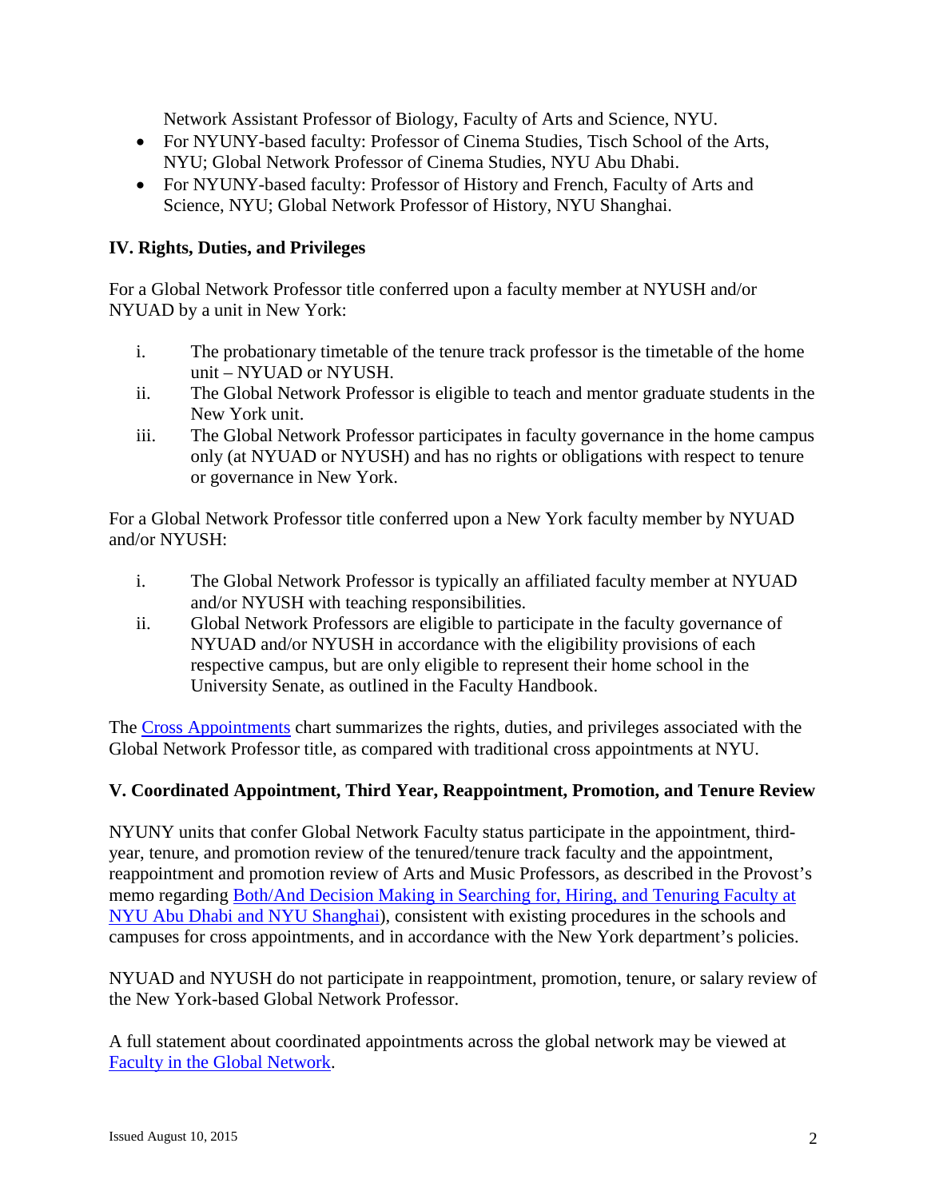Network Assistant Professor of Biology, Faculty of Arts and Science, NYU.

- For NYUNY-based faculty: Professor of Cinema Studies, Tisch School of the Arts, NYU; Global Network Professor of Cinema Studies, NYU Abu Dhabi.
- For NYUNY-based faculty: Professor of History and French, Faculty of Arts and Science, NYU; Global Network Professor of History, NYU Shanghai.

## IV. Rights, Duties, and Privileges

For a Global Network Professor title conferred upon a faculty member at NYUSH and/or NYUAD by a unit in New York:

i. The probationary timetable of the tenure track professor is the timetable of the home unit – NYUAD or NYUSH.
ii. The Global Network Professor is eligible to teach and mentor graduate students in the New York unit.
iii. The Global Network Professor participates in faculty governance in the home campus only (at NYUAD or NYUSH) and has no rights or obligations with respect to tenure or governance in New York.

For a Global Network Professor title conferred upon a New York faculty member by NYUAD and/or NYUSH:

i. The Global Network Professor is typically an affiliated faculty member at NYUAD and/or NYUSH with teaching responsibilities.
ii. Global Network Professors are eligible to participate in the faculty governance of NYUAD and/or NYUSH in accordance with the eligibility provisions of each respective campus, but are only eligible to represent their home school in the University Senate, as outlined in the Faculty Handbook.

The Cross Appointments chart summarizes the rights, duties, and privileges associated with the Global Network Professor title, as compared with traditional cross appointments at NYU.

## V. Coordinated Appointment, Third Year, Reappointment, Promotion, and Tenure Review

NYUNY units that confer Global Network Faculty status participate in the appointment, third-year, tenure, and promotion review of the tenured/tenure track faculty and the appointment, reappointment and promotion review of Arts and Music Professors, as described in the Provost's memo regarding Both/And Decision Making in Searching for, Hiring, and Tenuring Faculty at NYU Abu Dhabi and NYU Shanghai), consistent with existing procedures in the schools and campuses for cross appointments, and in accordance with the New York department's policies.

NYUAD and NYUSH do not participate in reappointment, promotion, tenure, or salary review of the New York-based Global Network Professor.

A full statement about coordinated appointments across the global network may be viewed at Faculty in the Global Network.

Issued August 10, 2015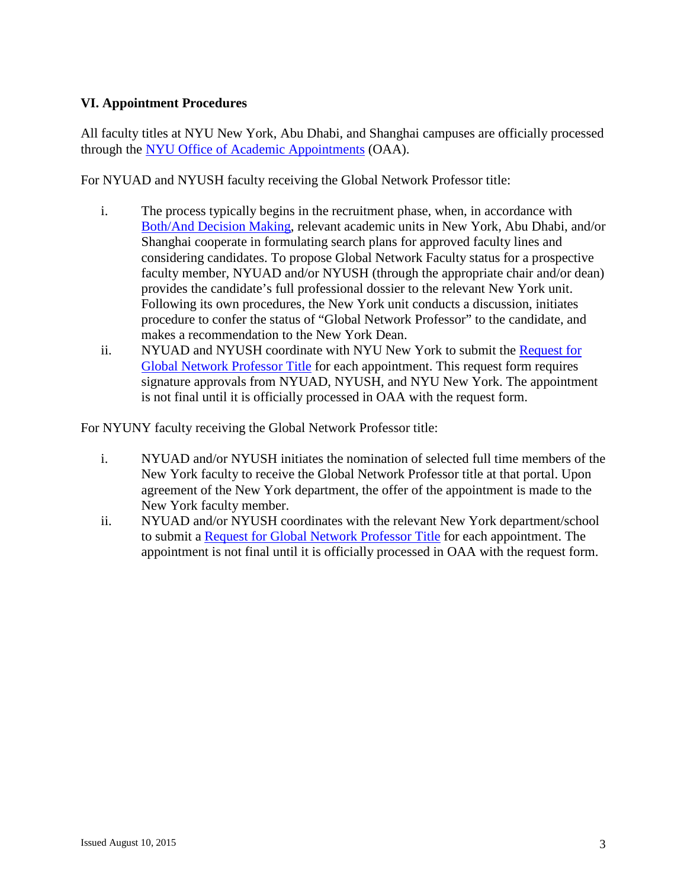### VI. Appointment Procedures

All faculty titles at NYU New York, Abu Dhabi, and Shanghai campuses are officially processed through the NYU Office of Academic Appointments (OAA).

For NYUAD and NYUSH faculty receiving the Global Network Professor title:

i. The process typically begins in the recruitment phase, when, in accordance with Both/And Decision Making, relevant academic units in New York, Abu Dhabi, and/or Shanghai cooperate in formulating search plans for approved faculty lines and considering candidates. To propose Global Network Faculty status for a prospective faculty member, NYUAD and/or NYUSH (through the appropriate chair and/or dean) provides the candidate's full professional dossier to the relevant New York unit. Following its own procedures, the New York unit conducts a discussion, initiates procedure to confer the status of "Global Network Professor" to the candidate, and makes a recommendation to the New York Dean.

ii. NYUAD and NYUSH coordinate with NYU New York to submit the Request for Global Network Professor Title for each appointment. This request form requires signature approvals from NYUAD, NYUSH, and NYU New York. The appointment is not final until it is officially processed in OAA with the request form.

For NYUNY faculty receiving the Global Network Professor title:

i. NYUAD and/or NYUSH initiates the nomination of selected full time members of the New York faculty to receive the Global Network Professor title at that portal. Upon agreement of the New York department, the offer of the appointment is made to the New York faculty member.

ii. NYUAD and/or NYUSH coordinates with the relevant New York department/school to submit a Request for Global Network Professor Title for each appointment. The appointment is not final until it is officially processed in OAA with the request form.

Issued August 10, 2015